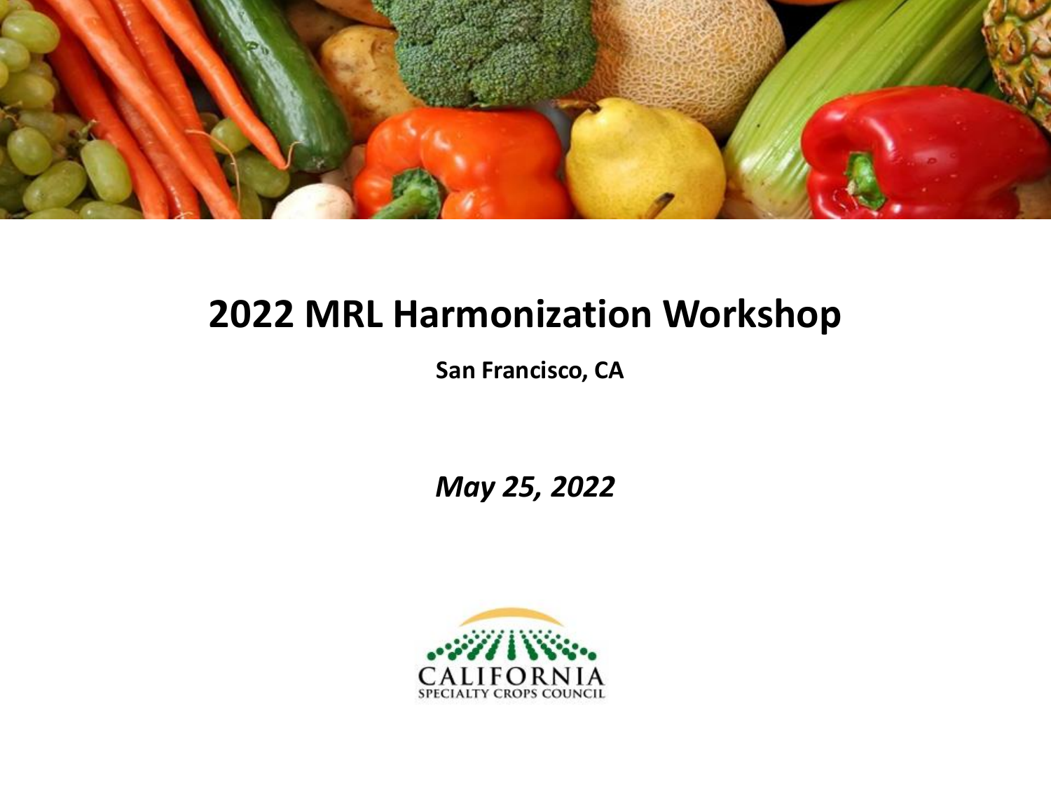# 2022 MRL Harmonization Workshop

**San Francisco, CA**

***May 25, 2022***

CALIFORNIA
SPECIALTY CROPS COUNCIL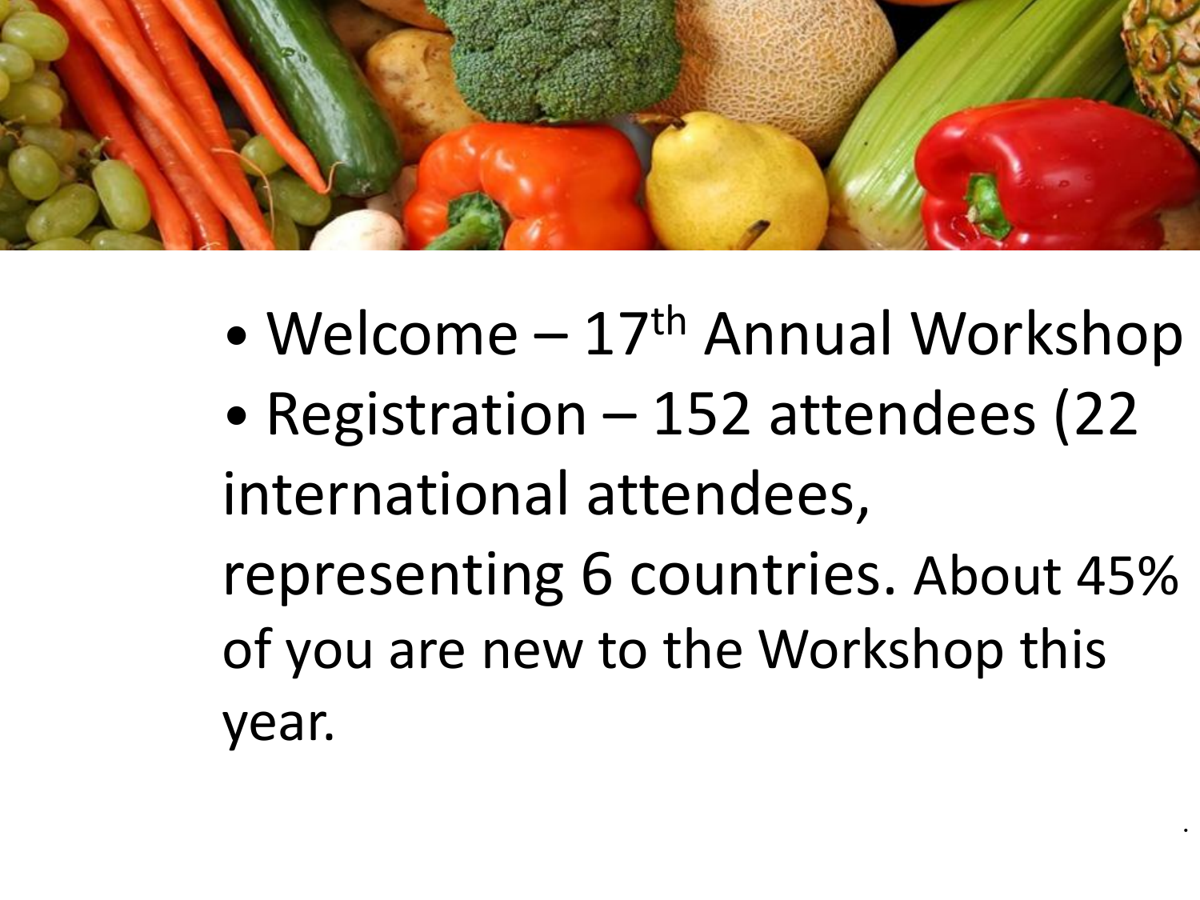- Welcome – $17^{th}$ Annual Workshop
- Registration – 152 attendees (22 international attendees, representing 6 countries. About 45% of you are new to the Workshop this year.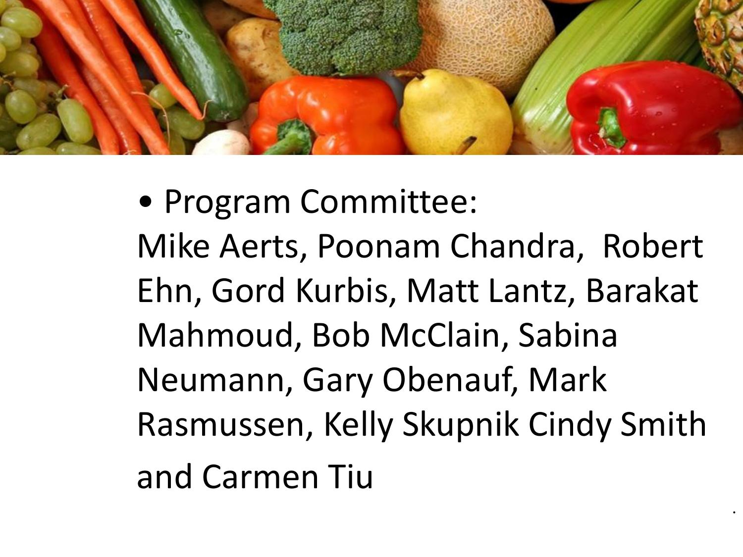- Program Committee:

Mike Aerts, Poonam Chandra, Robert Ehn, Gord Kurbis, Matt Lantz, Barakat Mahmoud, Bob McClain, Sabina Neumann, Gary Obenauf, Mark Rasmussen, Kelly Skupnik Cindy Smith and Carmen Tiu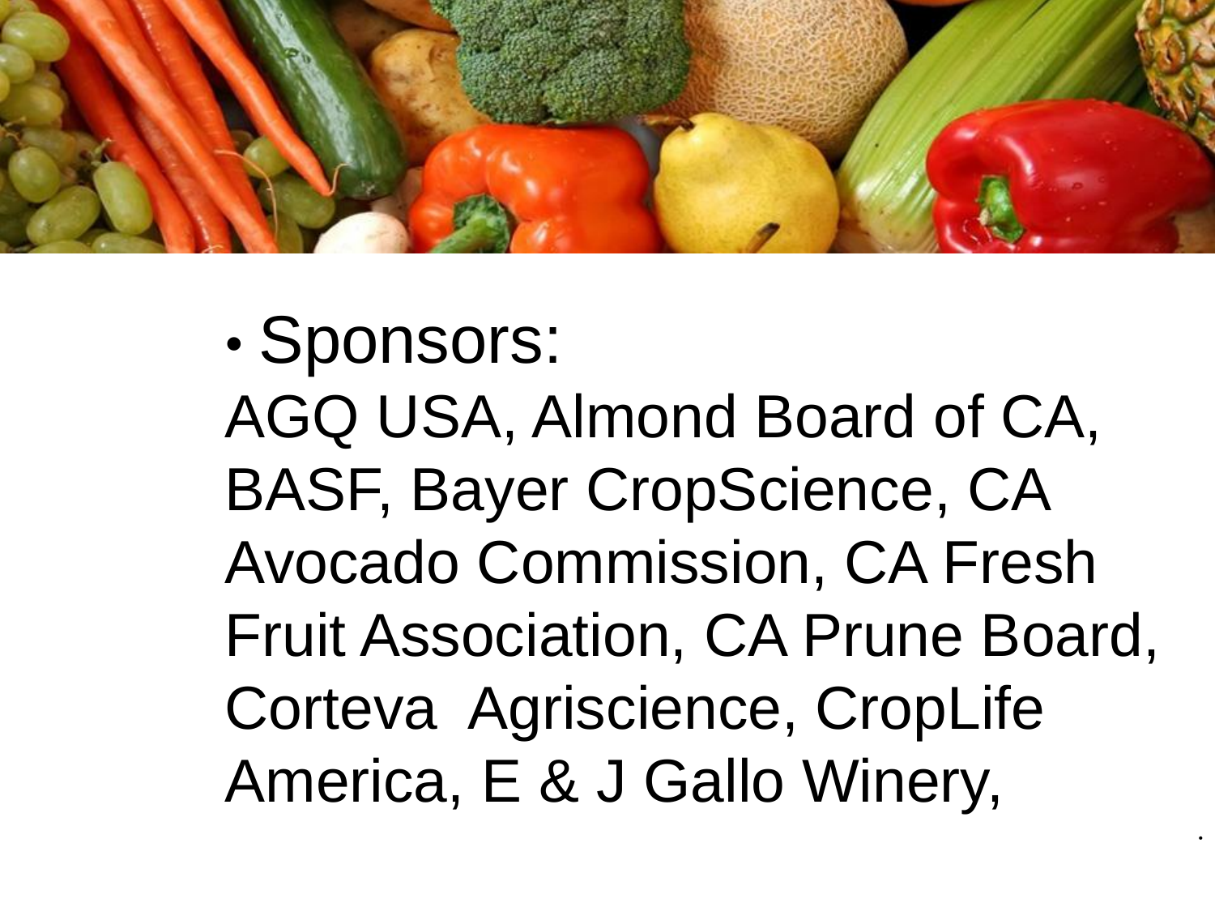- Sponsors:

AGQ USA, Almond Board of CA, BASF, Bayer CropScience, CA Avocado Commission, CA Fresh Fruit Association, CA Prune Board, Corteva Agriscience, CropLife America, E & J Gallo Winery,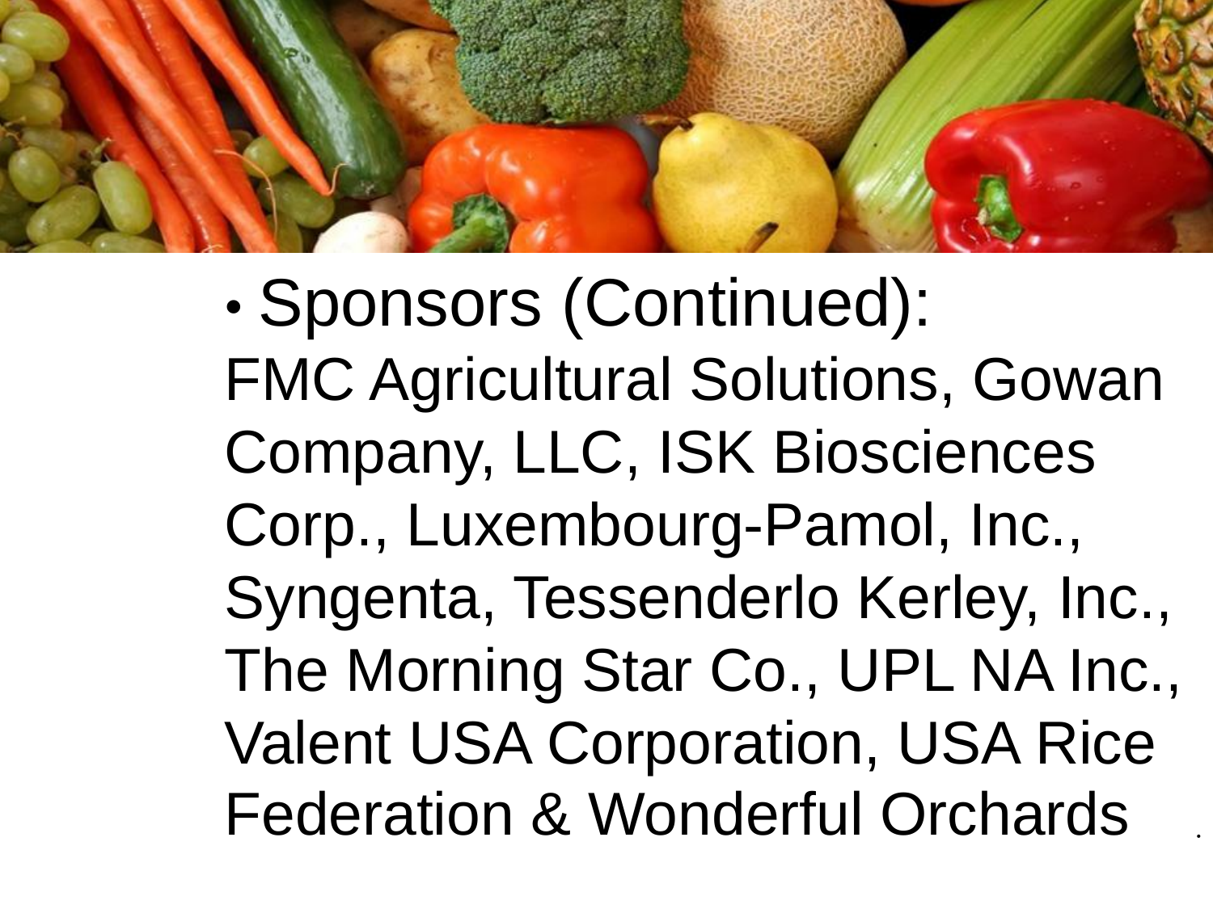- Sponsors (Continued):

FMC Agricultural Solutions, Gowan Company, LLC, ISK Biosciences Corp., Luxembourg-Pamol, Inc., Syngenta, Tessenderlo Kerley, Inc., The Morning Star Co., UPL NA Inc., Valent USA Corporation, USA Rice Federation & Wonderful Orchards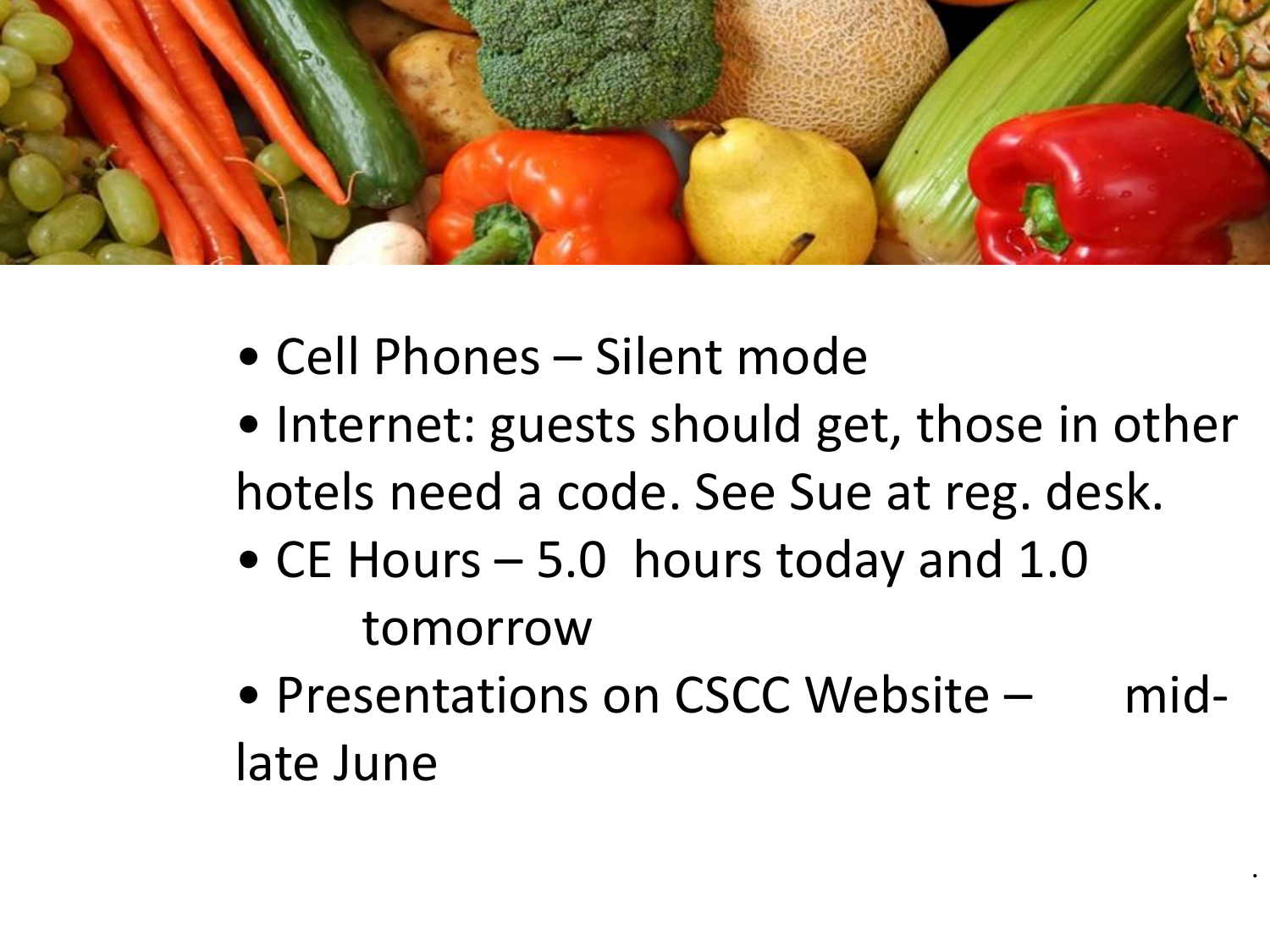- Cell Phones – Silent mode
- Internet: guests should get, those in other hotels need a code. See Sue at reg. desk.
- CE Hours – 5.0 hours today and 1.0 tomorrow
- Presentations on CSCC Website – mid-late June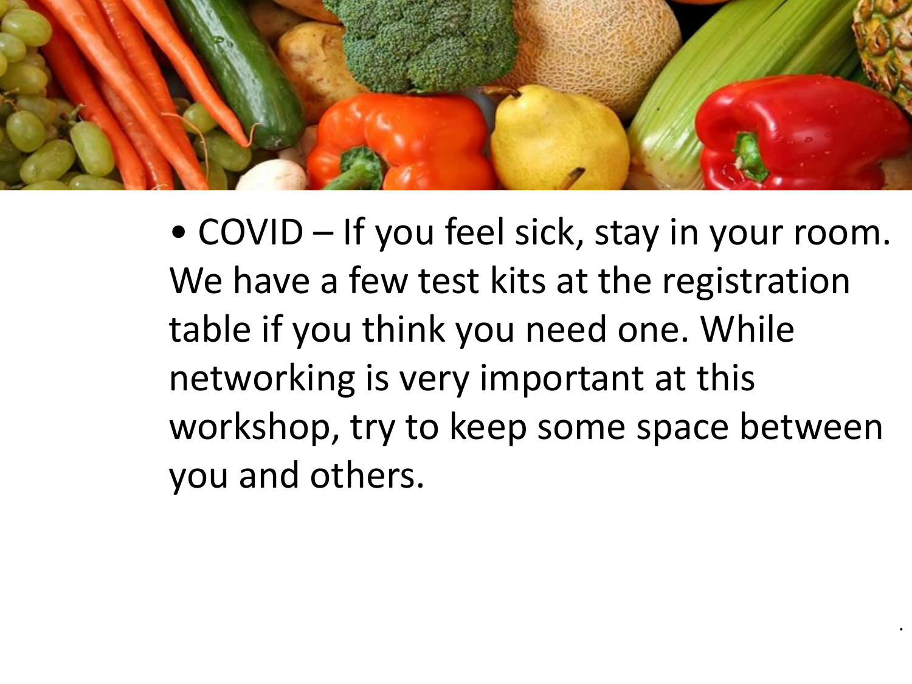- COVID – If you feel sick, stay in your room. We have a few test kits at the registration table if you think you need one. While networking is very important at this workshop, try to keep some space between you and others.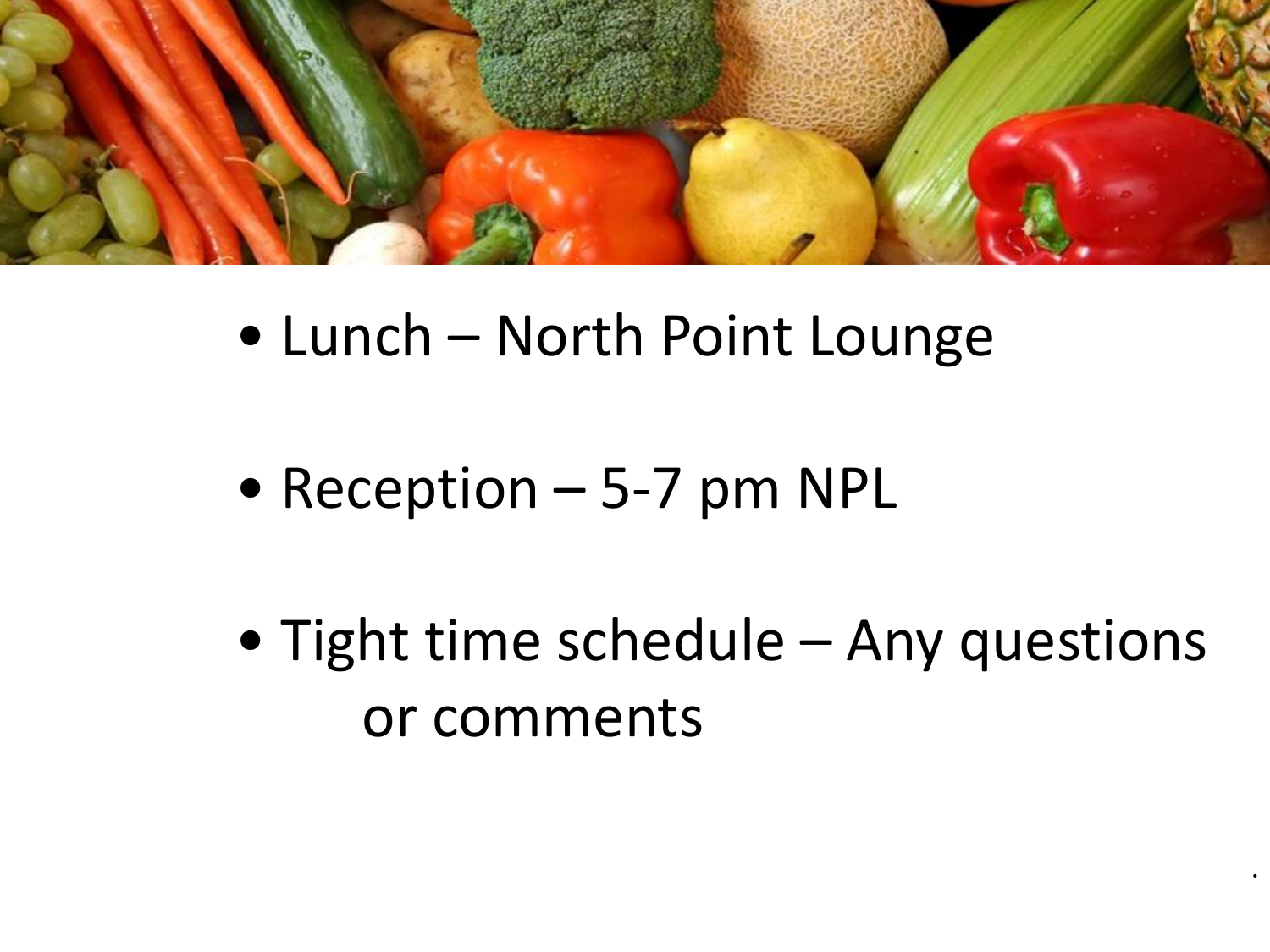- Lunch – North Point Lounge

- Reception – 5-7 pm NPL

- Tight time schedule – Any questions or comments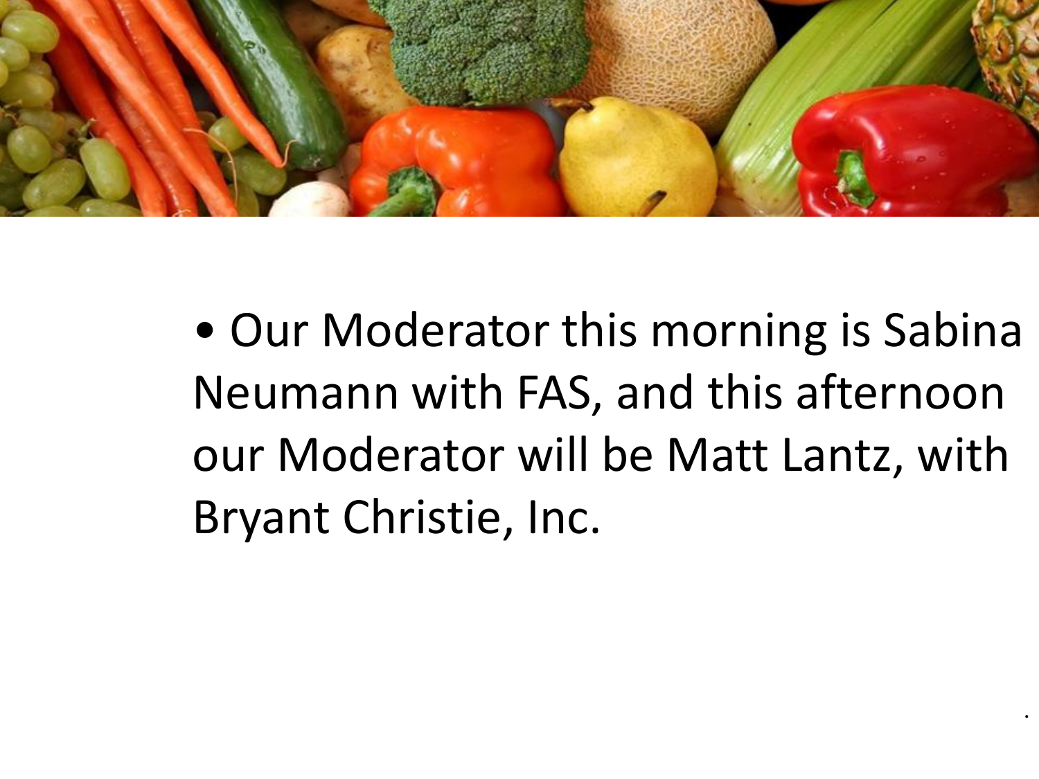- Our Moderator this morning is Sabina Neumann with FAS, and this afternoon our Moderator will be Matt Lantz, with Bryant Christie, Inc.